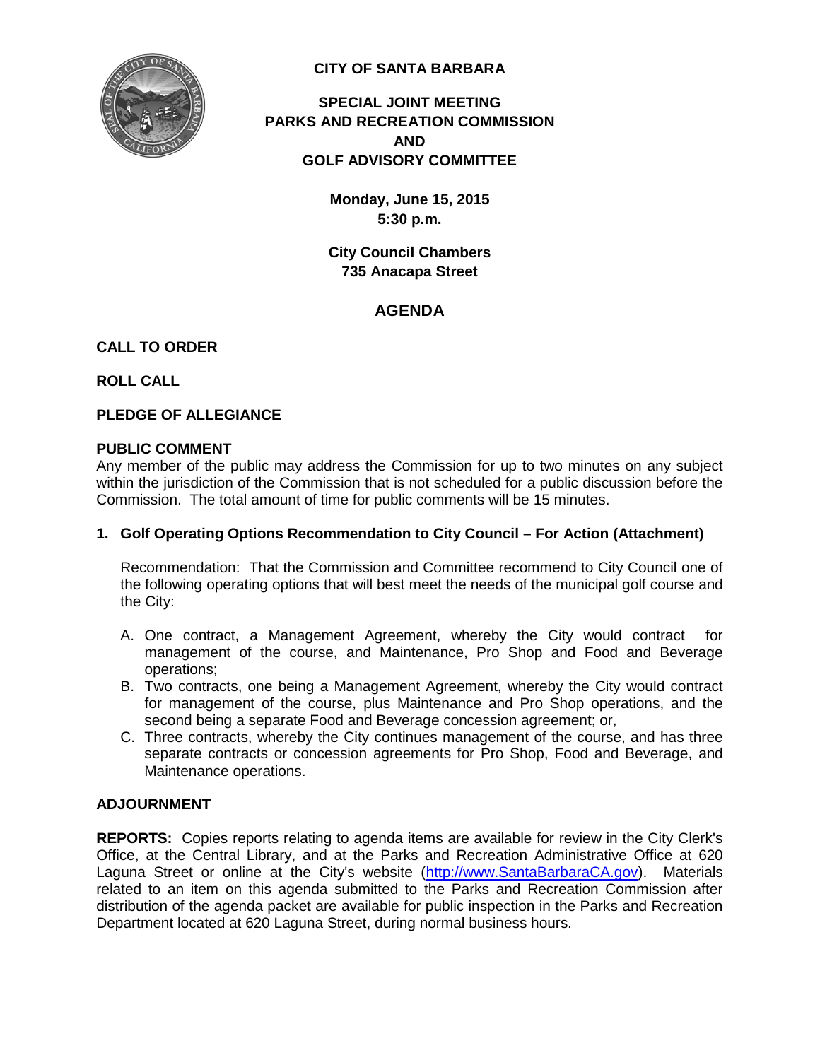# CITY OF SANTA BARBARA

## SPECIAL JOINT MEETING
## PARKS AND RECREATION COMMISSION
## AND
## GOLF ADVISORY COMMITTEE

**Monday, June 15, 2015**
**5:30 p.m.**

**City Council Chambers**
**735 Anacapa Street**

## AGENDA

**CALL TO ORDER**

**ROLL CALL**

**PLEDGE OF ALLEGIANCE**

**PUBLIC COMMENT**
Any member of the public may address the Commission for up to two minutes on any subject within the jurisdiction of the Commission that is not scheduled for a public discussion before the Commission. The total amount of time for public comments will be 15 minutes.

**1. Golf Operating Options Recommendation to City Council – For Action (Attachment)**

Recommendation: That the Commission and Committee recommend to City Council one of the following operating options that will best meet the needs of the municipal golf course and the City:

A. One contract, a Management Agreement, whereby the City would contract for management of the course, and Maintenance, Pro Shop and Food and Beverage operations;
B. Two contracts, one being a Management Agreement, whereby the City would contract for management of the course, plus Maintenance and Pro Shop operations, and the second being a separate Food and Beverage concession agreement; or,
C. Three contracts, whereby the City continues management of the course, and has three separate contracts or concession agreements for Pro Shop, Food and Beverage, and Maintenance operations.

**ADJOURNMENT**

**REPORTS:** Copies reports relating to agenda items are available for review in the City Clerk's Office, at the Central Library, and at the Parks and Recreation Administrative Office at 620 Laguna Street or online at the City's website (http://www.SantaBarbaraCA.gov). Materials related to an item on this agenda submitted to the Parks and Recreation Commission after distribution of the agenda packet are available for public inspection in the Parks and Recreation Department located at 620 Laguna Street, during normal business hours.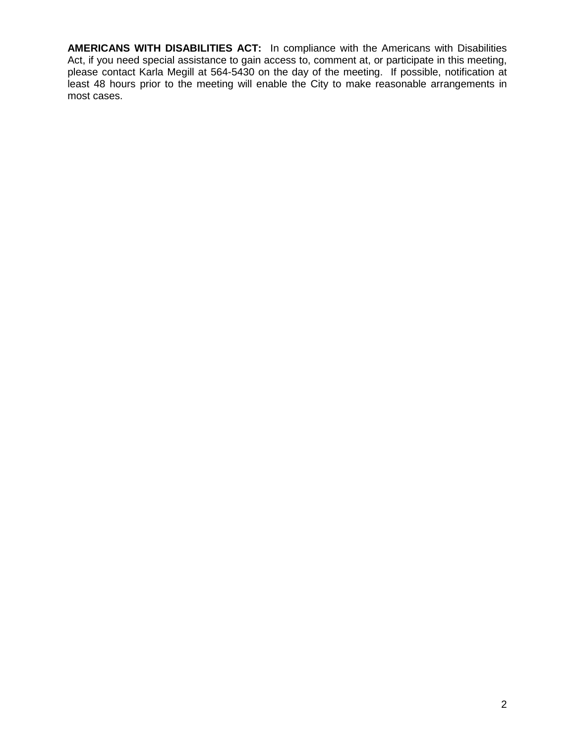**AMERICANS WITH DISABILITIES ACT:** In compliance with the Americans with Disabilities Act, if you need special assistance to gain access to, comment at, or participate in this meeting, please contact Karla Megill at 564-5430 on the day of the meeting. If possible, notification at least 48 hours prior to the meeting will enable the City to make reasonable arrangements in most cases.